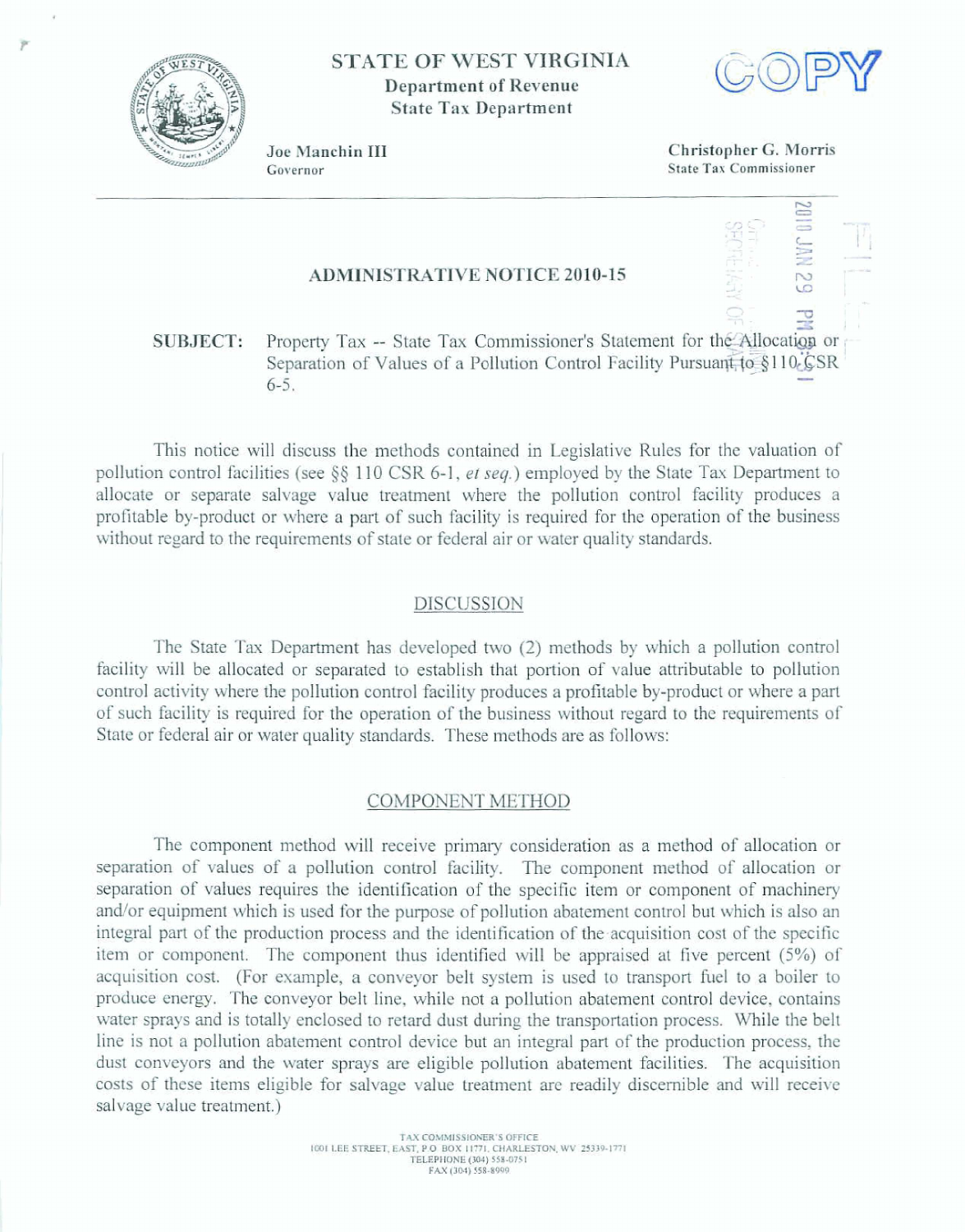STATE OF WEST VIRGINIA
**Department of Revenue**
**State Tax Department**

COPY

Joe Manchin III
Governor

Christopher G. Morris
State Tax Commissioner

2010 JAN 29 PM 3:31

# ADMINISTRATIVE NOTICE 2010-15

**SUBJECT:** Property Tax -- State Tax Commissioner's Statement for the Allocation or Separation of Values of a Pollution Control Facility Pursuant to §110 CSR 6-5.

This notice will discuss the methods contained in Legislative Rules for the valuation of pollution control facilities (see §§ 110 CSR 6-1, *et seq.*) employed by the State Tax Department to allocate or separate salvage value treatment where the pollution control facility produces a profitable by-product or where a part of such facility is required for the operation of the business without regard to the requirements of state or federal air or water quality standards.

## DISCUSSION

The State Tax Department has developed two (2) methods by which a pollution control facility will be allocated or separated to establish that portion of value attributable to pollution control activity where the pollution control facility produces a profitable by-product or where a part of such facility is required for the operation of the business without regard to the requirements of State or federal air or water quality standards. These methods are as follows:

## COMPONENT METHOD

The component method will receive primary consideration as a method of allocation or separation of values of a pollution control facility. The component method of allocation or separation of values requires the identification of the specific item or component of machinery and/or equipment which is used for the purpose of pollution abatement control but which is also an integral part of the production process and the identification of the acquisition cost of the specific item or component. The component thus identified will be appraised at five percent (5%) of acquisition cost. (For example, a conveyor belt system is used to transport fuel to a boiler to produce energy. The conveyor belt line, while not a pollution abatement control device, contains water sprays and is totally enclosed to retard dust during the transportation process. While the belt line is not a pollution abatement control device but an integral part of the production process, the dust conveyors and the water sprays are eligible pollution abatement facilities. The acquisition costs of these items eligible for salvage value treatment are readily discernible and will receive salvage value treatment.)

TAX COMMISSIONER'S OFFICE
1001 LEE STREET, EAST, P.O. BOX 11771, CHARLESTON, WV 25339-1771
TELEPHONE (304) 558-0751
FAX (304) 558-8999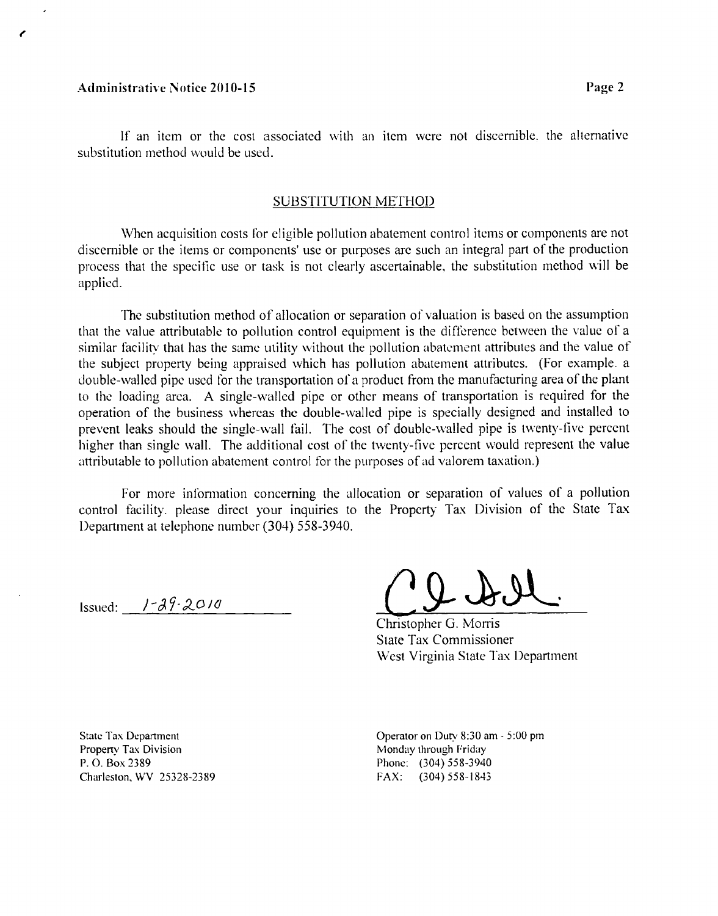If an item or the cost associated with an item were not discernible, the alternative substitution method would be used.

## SUBSTITUTION METHOD

When acquisition costs for eligible pollution abatement control items or components are not discernible or the items or components' use or purposes are such an integral part of the production process that the specific use or task is not clearly ascertainable, the substitution method will be applied.

The substitution method of allocation or separation of valuation is based on the assumption that the value attributable to pollution control equipment is the difference between the value of a similar facility that has the same utility without the pollution abatement attributes and the value of the subject property being appraised which has pollution abatement attributes. (For example, a double-walled pipe used for the transportation of a product from the manufacturing area of the plant to the loading area. A single-walled pipe or other means of transportation is required for the operation of the business whereas the double-walled pipe is specially designed and installed to prevent leaks should the single-wall fail. The cost of double-walled pipe is twenty-five percent higher than single wall. The additional cost of the twenty-five percent would represent the value attributable to pollution abatement control for the purposes of ad valorem taxation.)

For more information concerning the allocation or separation of values of a pollution control facility, please direct your inquiries to the Property Tax Division of the State Tax Department at telephone number (304) 558-3940.

Issued: 1-29-2010

Christopher G. Morris
State Tax Commissioner
West Virginia State Tax Department

State Tax Department
Property Tax Division
P. O. Box 2389
Charleston, WV 25328-2389

Operator on Duty 8:30 am - 5:00 pm
Monday through Friday
Phone: (304) 558-3940
FAX: (304) 558-1843